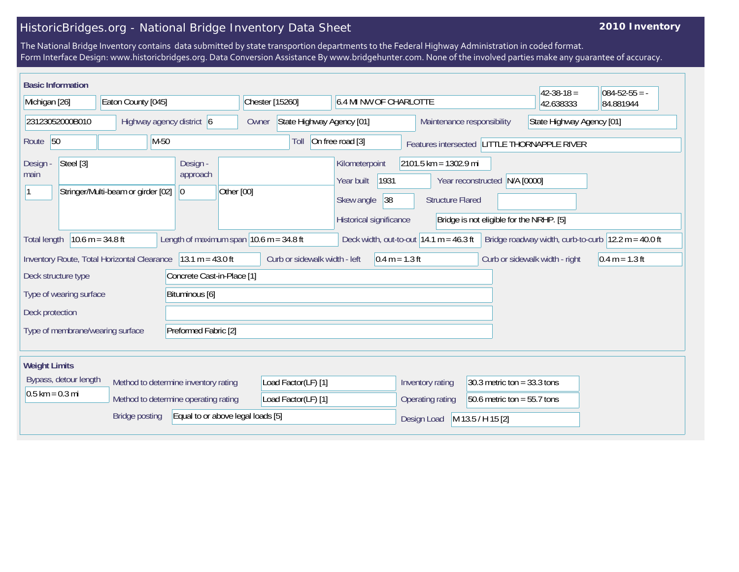# HistoricBridges.org - National Bridge Inventory Data Sheet

**2010 Inventory**

The National Bridge Inventory contains data submitted by state transportion departments to the Federal Highway Administration in coded format.
Form Interface Design: www.historicbridges.org. Data Conversion Assistance By www.bridgehunter.com. None of the involved parties make any guarantee of accuracy.

## Basic Information

| Field | Value |
|---|---|
| State | Michigan [26] |
| County | Eaton County [045] |
| Place | Chester [15260] |
| Location | 6.4 MI NW OF CHARLOTTE |
| Latitude | 42-38-18 = 42.638333 |
| Longitude | 084-52-55 = -84.881944 |
| Structure Number | 23123052000B010 |
| Highway agency district | 6 |
| Owner | State Highway Agency [01] |
| Maintenance responsibility | State Highway Agency [01] |
| Route | 50 |
| Route Name | M-50 |
| Toll | On free road [3] |
| Features intersected | LITTLE THORNAPPLE RIVER |
| Design - main | Steel [3] |
| | 1 — Stringer/Multi-beam or girder [02] |
| Design - approach | |
| | 0 — Other [00] |
| Kilometerpoint | 2101.5 km = 1302.9 mi |
| Year built | 1931 |
| Year reconstructed | N/A [0000] |
| Skew angle | 38 |
| Structure Flared | |
| Historical significance | Bridge is not eligible for the NRHP. [5] |
| Total length | 10.6 m = 34.8 ft |
| Length of maximum span | 10.6 m = 34.8 ft |
| Deck width, out-to-out | 14.1 m = 46.3 ft |
| Bridge roadway width, curb-to-curb | 12.2 m = 40.0 ft |
| Inventory Route, Total Horizontal Clearance | 13.1 m = 43.0 ft |
| Curb or sidewalk width - left | 0.4 m = 1.3 ft |
| Curb or sidewalk width - right | 0.4 m = 1.3 ft |
| Deck structure type | Concrete Cast-in-Place [1] |
| Type of wearing surface | Bituminous [6] |
| Deck protection | |
| Type of membrane/wearing surface | Preformed Fabric [2] |

## Weight Limits

| Field | Value |
|---|---|
| Bypass, detour length | 0.5 km = 0.3 mi |
| Method to determine inventory rating | Load Factor(LF) [1] |
| Method to determine operating rating | Load Factor(LF) [1] |
| Inventory rating | 30.3 metric ton = 33.3 tons |
| Operating rating | 50.6 metric ton = 55.7 tons |
| Bridge posting | Equal to or above legal loads [5] |
| Design Load | M 13.5 / H 15 [2] |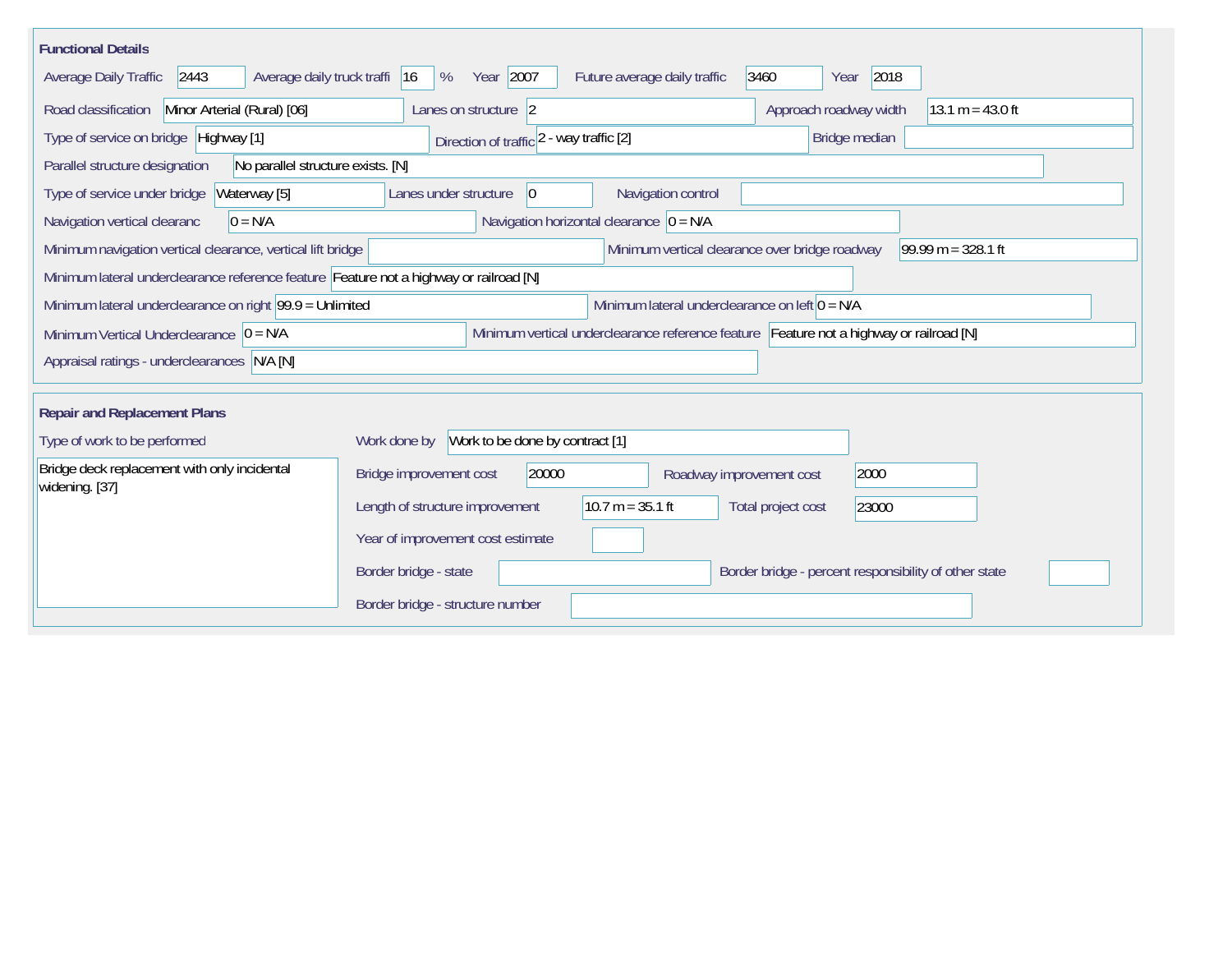## Functional Details

| Field | Value |
|---|---|
| Average Daily Traffic | 2443 |
| Average daily truck traffi | 16 % |
| Year | 2007 |
| Future average daily traffic | 3460 |
| Year | 2018 |
| Road classification | Minor Arterial (Rural) [06] |
| Lanes on structure | 2 |
| Approach roadway width | 13.1 m = 43.0 ft |
| Type of service on bridge | Highway [1] |
| Direction of traffic | 2 - way traffic [2] |
| Bridge median | |
| Parallel structure designation | No parallel structure exists. [N] |
| Type of service under bridge | Waterway [5] |
| Lanes under structure | 0 |
| Navigation control | |
| Navigation vertical clearanc | 0 = N/A |
| Navigation horizontal clearance | 0 = N/A |
| Minimum navigation vertical clearance, vertical lift bridge | |
| Minimum vertical clearance over bridge roadway | 99.99 m = 328.1 ft |
| Minimum lateral underclearance reference feature | Feature not a highway or railroad [N] |
| Minimum lateral underclearance on right | 99.9 = Unlimited |
| Minimum lateral underclearance on left | 0 = N/A |
| Minimum Vertical Underclearance | 0 = N/A |
| Minimum vertical underclearance reference feature | Feature not a highway or railroad [N] |
| Appraisal ratings - underclearances | N/A [N] |

## Repair and Replacement Plans

| Field | Value |
|---|---|
| Type of work to be performed | Bridge deck replacement with only incidental widening. [37] |
| Work done by | Work to be done by contract [1] |
| Bridge improvement cost | 20000 |
| Roadway improvement cost | 2000 |
| Length of structure improvement | 10.7 m = 35.1 ft |
| Total project cost | 23000 |
| Year of improvement cost estimate | |
| Border bridge - state | |
| Border bridge - percent responsibility of other state | |
| Border bridge - structure number | |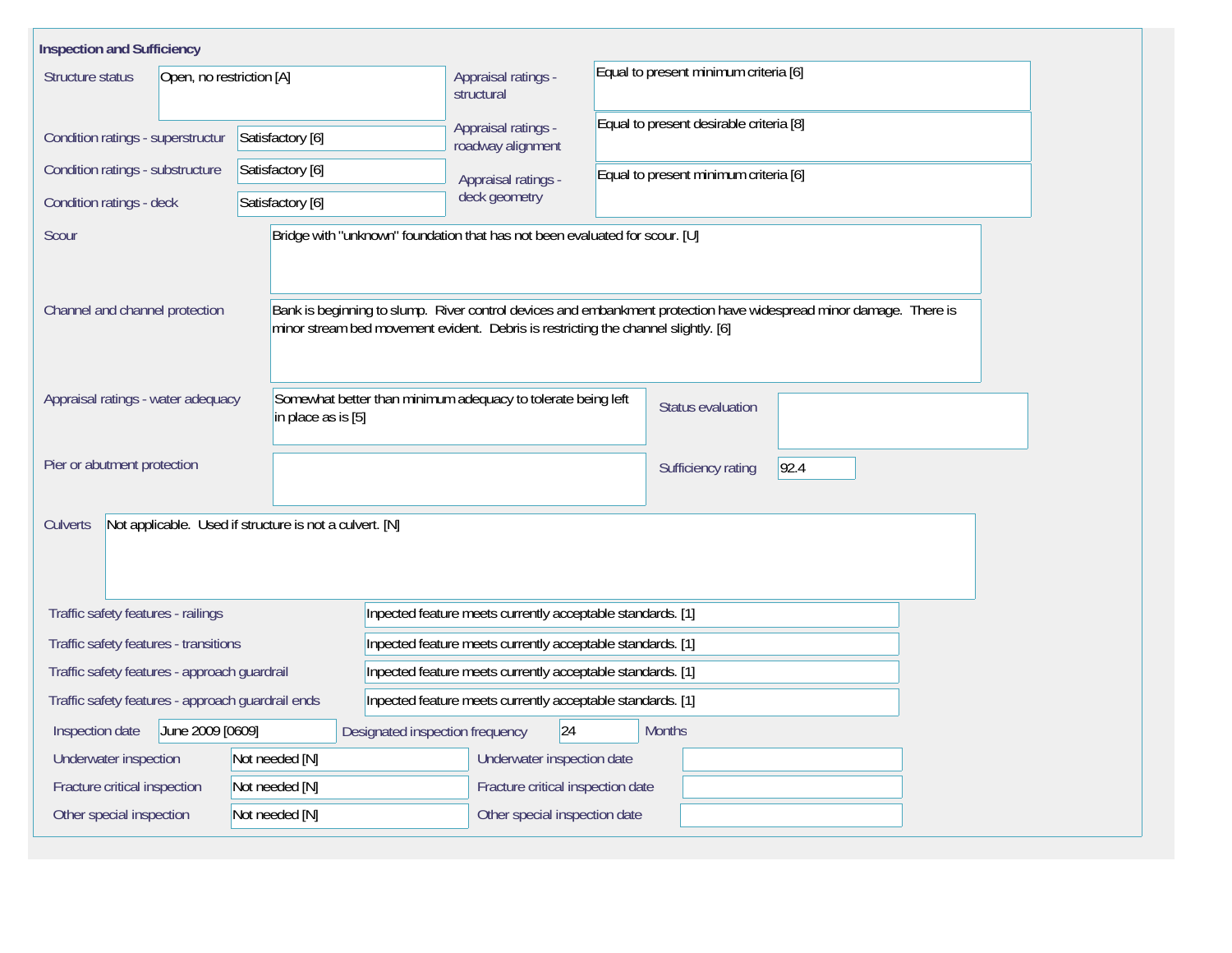**Inspection and Sufficiency**

| | |
|---|---|
| Structure status | Open, no restriction [A] |
| Appraisal ratings - structural | Equal to present minimum criteria [6] |
| Condition ratings - superstructur | Satisfactory [6] |
| Appraisal ratings - roadway alignment | Equal to present desirable criteria [8] |
| Condition ratings - substructure | Satisfactory [6] |
| Appraisal ratings - deck geometry | Equal to present minimum criteria [6] |
| Condition ratings - deck | Satisfactory [6] |
| Scour | Bridge with "unknown" foundation that has not been evaluated for scour. [U] |
| Channel and channel protection | Bank is beginning to slump. River control devices and embankment protection have widespread minor damage. There is minor stream bed movement evident. Debris is restricting the channel slightly. [6] |
| Appraisal ratings - water adequacy | Somewhat better than minimum adequacy to tolerate being left in place as is [5] |
| Status evaluation | |
| Pier or abutment protection | |
| Sufficiency rating | 92.4 |
| Culverts | Not applicable. Used if structure is not a culvert. [N] |
| Traffic safety features - railings | Inpected feature meets currently acceptable standards. [1] |
| Traffic safety features - transitions | Inpected feature meets currently acceptable standards. [1] |
| Traffic safety features - approach guardrail | Inpected feature meets currently acceptable standards. [1] |
| Traffic safety features - approach guardrail ends | Inpected feature meets currently acceptable standards. [1] |
| Inspection date | June 2009 [0609] |
| Designated inspection frequency | 24 Months |
| Underwater inspection | Not needed [N] |
| Underwater inspection date | |
| Fracture critical inspection | Not needed [N] |
| Fracture critical inspection date | |
| Other special inspection | Not needed [N] |
| Other special inspection date | |